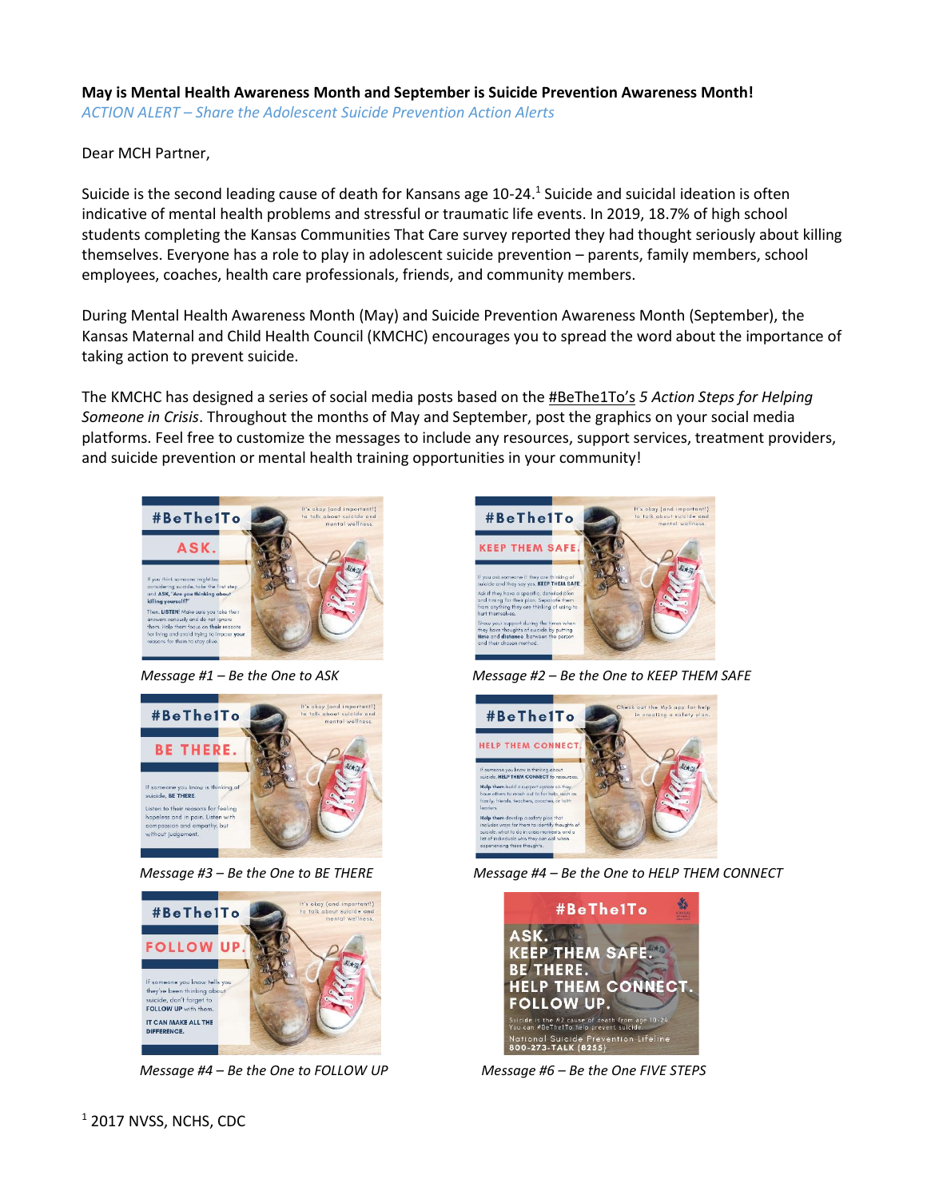**May is Mental Health Awareness Month and September is Suicide Prevention Awareness Month!**

*ACTION ALERT – Share the Adolescent Suicide Prevention Action Alerts*

Dear MCH Partner,

Suicide is the second leading cause of death for Kansans age 10-24.[1] Suicide and suicidal ideation is often indicative of mental health problems and stressful or traumatic life events. In 2019, 18.7% of high school students completing the Kansas Communities That Care survey reported they had thought seriously about killing themselves. Everyone has a role to play in adolescent suicide prevention – parents, family members, school employees, coaches, health care professionals, friends, and community members.

During Mental Health Awareness Month (May) and Suicide Prevention Awareness Month (September), the Kansas Maternal and Child Health Council (KMCHC) encourages you to spread the word about the importance of taking action to prevent suicide.

The KMCHC has designed a series of social media posts based on the #BeThe1To's *5 Action Steps for Helping Someone in Crisis*. Throughout the months of May and September, post the graphics on your social media platforms. Feel free to customize the messages to include any resources, support services, treatment providers, and suicide prevention or mental health training opportunities in your community!

*Message #1 – Be the One to ASK*

*Message #2 – Be the One to KEEP THEM SAFE*

*Message #3 – Be the One to BE THERE*

*Message #4 – Be the One to HELP THEM CONNECT*

*Message #4 – Be the One to FOLLOW UP*

*Message #6 – Be the One FIVE STEPS*

[1] 2017 NVSS, NCHS, CDC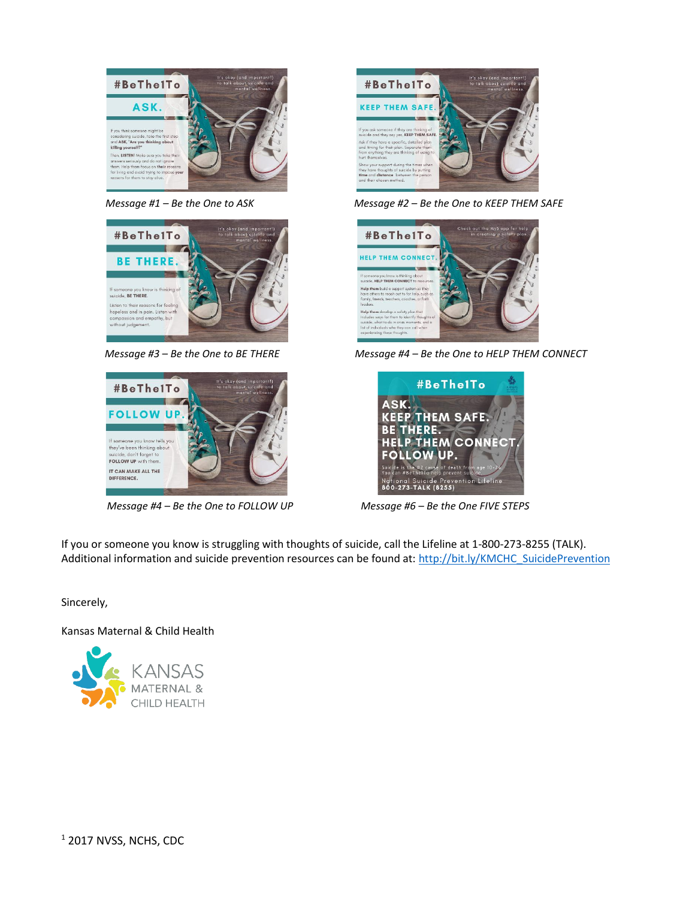*Message #1 – Be the One to ASK*

*Message #2 – Be the One to KEEP THEM SAFE*

*Message #3 – Be the One to BE THERE*

*Message #4 – Be the One to HELP THEM CONNECT*

*Message #4 – Be the One to FOLLOW UP*

*Message #6 – Be the One FIVE STEPS*

If you or someone you know is struggling with thoughts of suicide, call the Lifeline at 1-800-273-8255 (TALK). Additional information and suicide prevention resources can be found at: http://bit.ly/KMCHC_SuicidePrevention

Sincerely,

Kansas Maternal & Child Health

[1] 2017 NVSS, NCHS, CDC